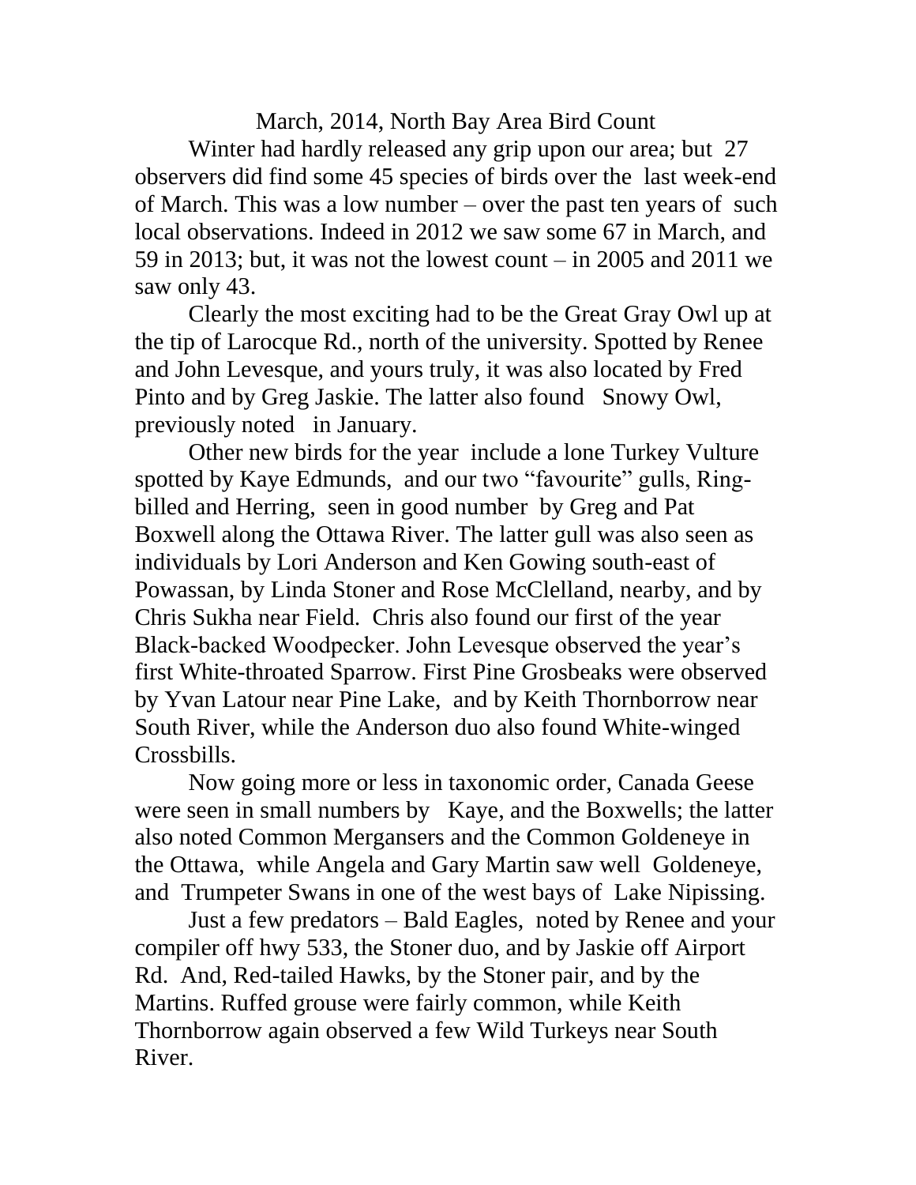# March, 2014, North Bay Area Bird Count

Winter had hardly released any grip upon our area; but 27 observers did find some 45 species of birds over the last week-end of March. This was a low number – over the past ten years of such local observations. Indeed in 2012 we saw some 67 in March, and 59 in 2013; but, it was not the lowest count – in 2005 and 2011 we saw only 43.

Clearly the most exciting had to be the Great Gray Owl up at the tip of Larocque Rd., north of the university. Spotted by Renee and John Levesque, and yours truly, it was also located by Fred Pinto and by Greg Jaskie. The latter also found Snowy Owl, previously noted in January.

Other new birds for the year include a lone Turkey Vulture spotted by Kaye Edmunds, and our two "favourite" gulls, Ring-billed and Herring, seen in good number by Greg and Pat Boxwell along the Ottawa River. The latter gull was also seen as individuals by Lori Anderson and Ken Gowing south-east of Powassan, by Linda Stoner and Rose McClelland, nearby, and by Chris Sukha near Field. Chris also found our first of the year Black-backed Woodpecker. John Levesque observed the year's first White-throated Sparrow. First Pine Grosbeaks were observed by Yvan Latour near Pine Lake, and by Keith Thornborrow near South River, while the Anderson duo also found White-winged Crossbills.

Now going more or less in taxonomic order, Canada Geese were seen in small numbers by Kaye, and the Boxwells; the latter also noted Common Mergansers and the Common Goldeneye in the Ottawa, while Angela and Gary Martin saw well Goldeneye, and Trumpeter Swans in one of the west bays of Lake Nipissing.

Just a few predators – Bald Eagles, noted by Renee and your compiler off hwy 533, the Stoner duo, and by Jaskie off Airport Rd. And, Red-tailed Hawks, by the Stoner pair, and by the Martins. Ruffed grouse were fairly common, while Keith Thornborrow again observed a few Wild Turkeys near South River.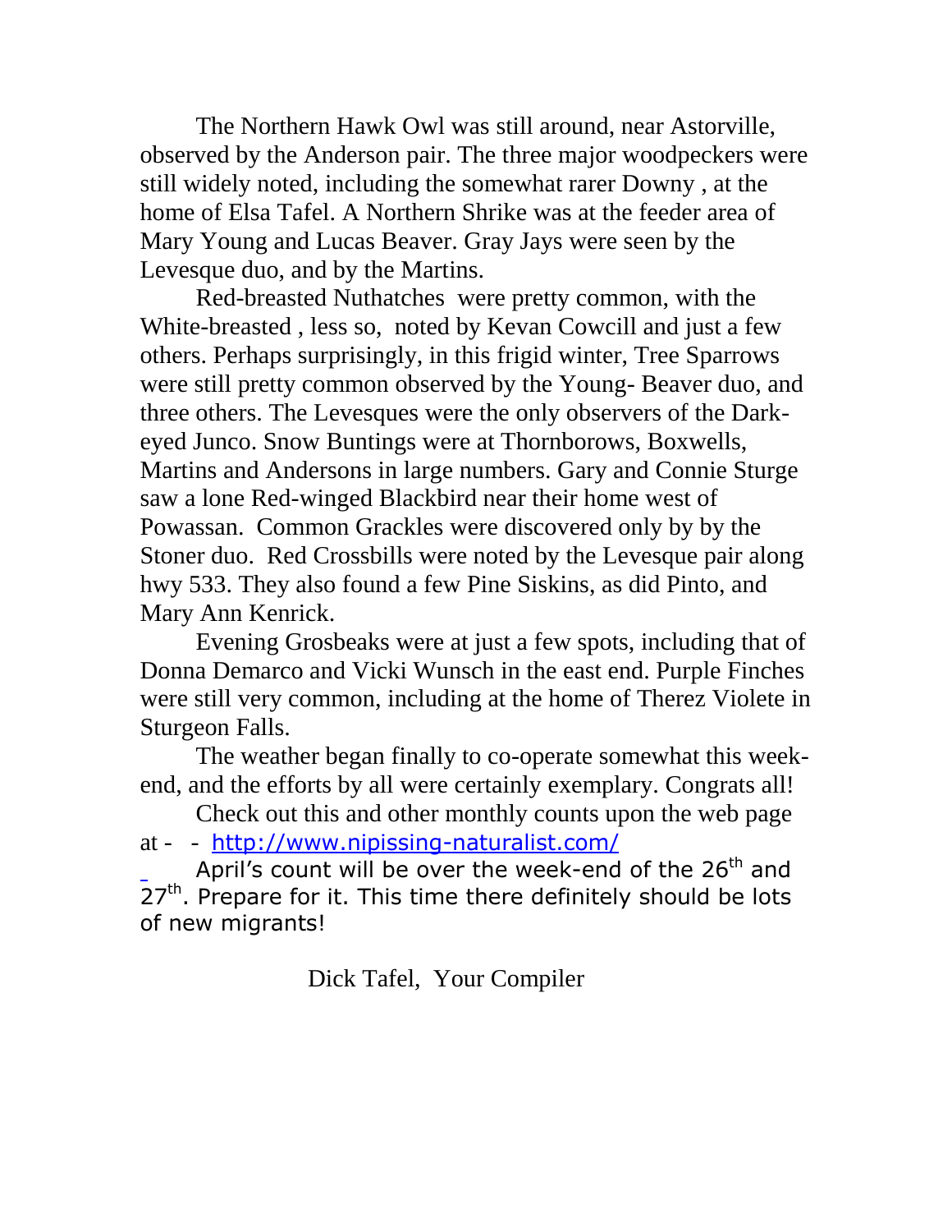The Northern Hawk Owl was still around, near Astorville, observed by the Anderson pair. The three major woodpeckers were still widely noted, including the somewhat rarer Downy , at the home of Elsa Tafel. A Northern Shrike was at the feeder area of Mary Young and Lucas Beaver. Gray Jays were seen by the Levesque duo, and by the Martins.

Red-breasted Nuthatches were pretty common, with the White-breasted , less so, noted by Kevan Cowcill and just a few others. Perhaps surprisingly, in this frigid winter, Tree Sparrows were still pretty common observed by the Young- Beaver duo, and three others. The Levesques were the only observers of the Dark-eyed Junco. Snow Buntings were at Thornborows, Boxwells, Martins and Andersons in large numbers. Gary and Connie Sturge saw a lone Red-winged Blackbird near their home west of Powassan. Common Grackles were discovered only by by the Stoner duo. Red Crossbills were noted by the Levesque pair along hwy 533. They also found a few Pine Siskins, as did Pinto, and Mary Ann Kenrick.

Evening Grosbeaks were at just a few spots, including that of Donna Demarco and Vicki Wunsch in the east end. Purple Finches were still very common, including at the home of Therez Violete in Sturgeon Falls.

The weather began finally to co-operate somewhat this week-end, and the efforts by all were certainly exemplary. Congrats all!

Check out this and other monthly counts upon the web page at - - http://www.nipissing-naturalist.com/

April's count will be over the week-end of the 26th and 27th. Prepare for it. This time there definitely should be lots of new migrants!

Dick Tafel, Your Compiler